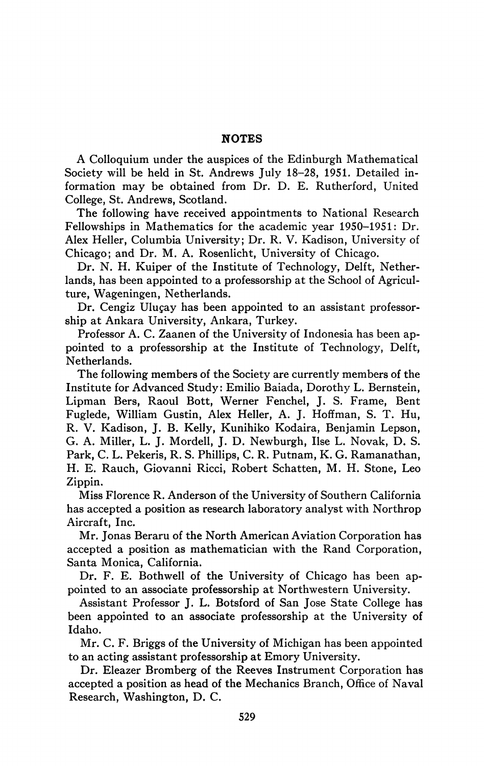## NOTES

A Colloquium under the auspices of the Edinburgh Mathematical Society will be held in St. Andrews July 18–28, 1951. Detailed information may be obtained from Dr. D. E. Rutherford, United College, St. Andrews, Scotland.

The following have received appointments to National Research Fellowships in Mathematics for the academic year 1950–1951: Dr. Alex Heller, Columbia University; Dr. R. V. Kadison, University of Chicago; and Dr. M. A. Rosenlicht, University of Chicago.

Dr. N. H. Kuiper of the Institute of Technology, Delft, Netherlands, has been appointed to a professorship at the School of Agriculture, Wageningen, Netherlands.

Dr. Cengiz Uluçay has been appointed to an assistant professorship at Ankara University, Ankara, Turkey.

Professor A. C. Zaanen of the University of Indonesia has been appointed to a professorship at the Institute of Technology, Delft, Netherlands.

The following members of the Society are currently members of the Institute for Advanced Study: Emilio Baiada, Dorothy L. Bernstein, Lipman Bers, Raoul Bott, Werner Fenchel, J. S. Frame, Bent Fuglede, William Gustin, Alex Heller, A. J. Hoffman, S. T. Hu, R. V. Kadison, J. B. Kelly, Kunihiko Kodaira, Benjamin Lepson, G. A. Miller, L. J. Mordell, J. D. Newburgh, Ilse L. Novak, D. S. Park, C. L. Pekeris, R. S. Phillips, C. R. Putnam, K. G. Ramanathan, H. E. Rauch, Giovanni Ricci, Robert Schatten, M. H. Stone, Leo Zippin.

Miss Florence R. Anderson of the University of Southern California has accepted a position as research laboratory analyst with Northrop Aircraft, Inc.

Mr. Jonas Beraru of the North American Aviation Corporation has accepted a position as mathematician with the Rand Corporation, Santa Monica, California.

Dr. F. E. Bothwell of the University of Chicago has been appointed to an associate professorship at Northwestern University.

Assistant Professor J. L. Botsford of San Jose State College has been appointed to an associate professorship at the University of Idaho.

Mr. C. F. Briggs of the University of Michigan has been appointed to an acting assistant professorship at Emory University.

Dr. Eleazer Bromberg of the Reeves Instrument Corporation has accepted a position as head of the Mechanics Branch, Office of Naval Research, Washington, D. C.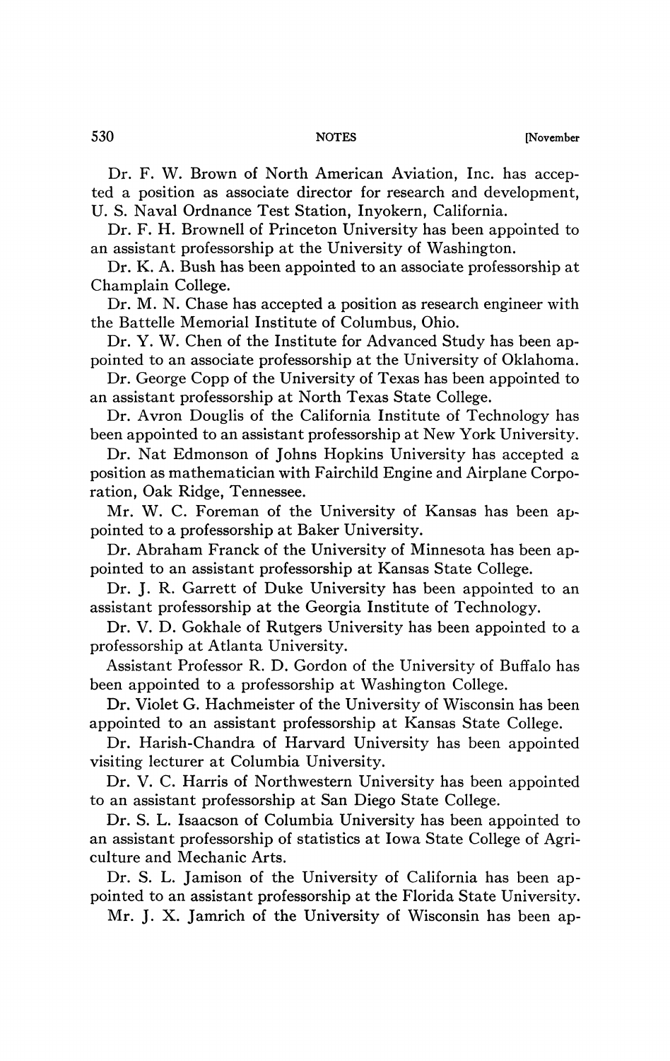Dr. F. W. Brown of North American Aviation, Inc. has accepted a position as associate director for research and development, U. S. Naval Ordnance Test Station, Inyokern, California.

Dr. F. H. Brownell of Princeton University has been appointed to an assistant professorship at the University of Washington.

Dr. K. A. Bush has been appointed to an associate professorship at Champlain College.

Dr. M. N. Chase has accepted a position as research engineer with the Battelle Memorial Institute of Columbus, Ohio.

Dr. Y. W. Chen of the Institute for Advanced Study has been appointed to an associate professorship at the University of Oklahoma.

Dr. George Copp of the University of Texas has been appointed to an assistant professorship at North Texas State College.

Dr. Avron Douglis of the California Institute of Technology has been appointed to an assistant professorship at New York University.

Dr. Nat Edmonson of Johns Hopkins University has accepted a position as mathematician with Fairchild Engine and Airplane Corporation, Oak Ridge, Tennessee.

Mr. W. C. Foreman of the University of Kansas has been appointed to a professorship at Baker University.

Dr. Abraham Franck of the University of Minnesota has been appointed to an assistant professorship at Kansas State College.

Dr. J. R. Garrett of Duke University has been appointed to an assistant professorship at the Georgia Institute of Technology.

Dr. V. D. Gokhale of Rutgers University has been appointed to a professorship at Atlanta University.

Assistant Professor R. D. Gordon of the University of Buffalo has been appointed to a professorship at Washington College.

Dr. Violet G. Hachmeister of the University of Wisconsin has been appointed to an assistant professorship at Kansas State College.

Dr. Harish-Chandra of Harvard University has been appointed visiting lecturer at Columbia University.

Dr. V. C. Harris of Northwestern University has been appointed to an assistant professorship at San Diego State College.

Dr. S. L. Isaacson of Columbia University has been appointed to an assistant professorship of statistics at Iowa State College of Agriculture and Mechanic Arts.

Dr. S. L. Jamison of the University of California has been appointed to an assistant professorship at the Florida State University.

Mr. J. X. Jamrich of the University of Wisconsin has been ap-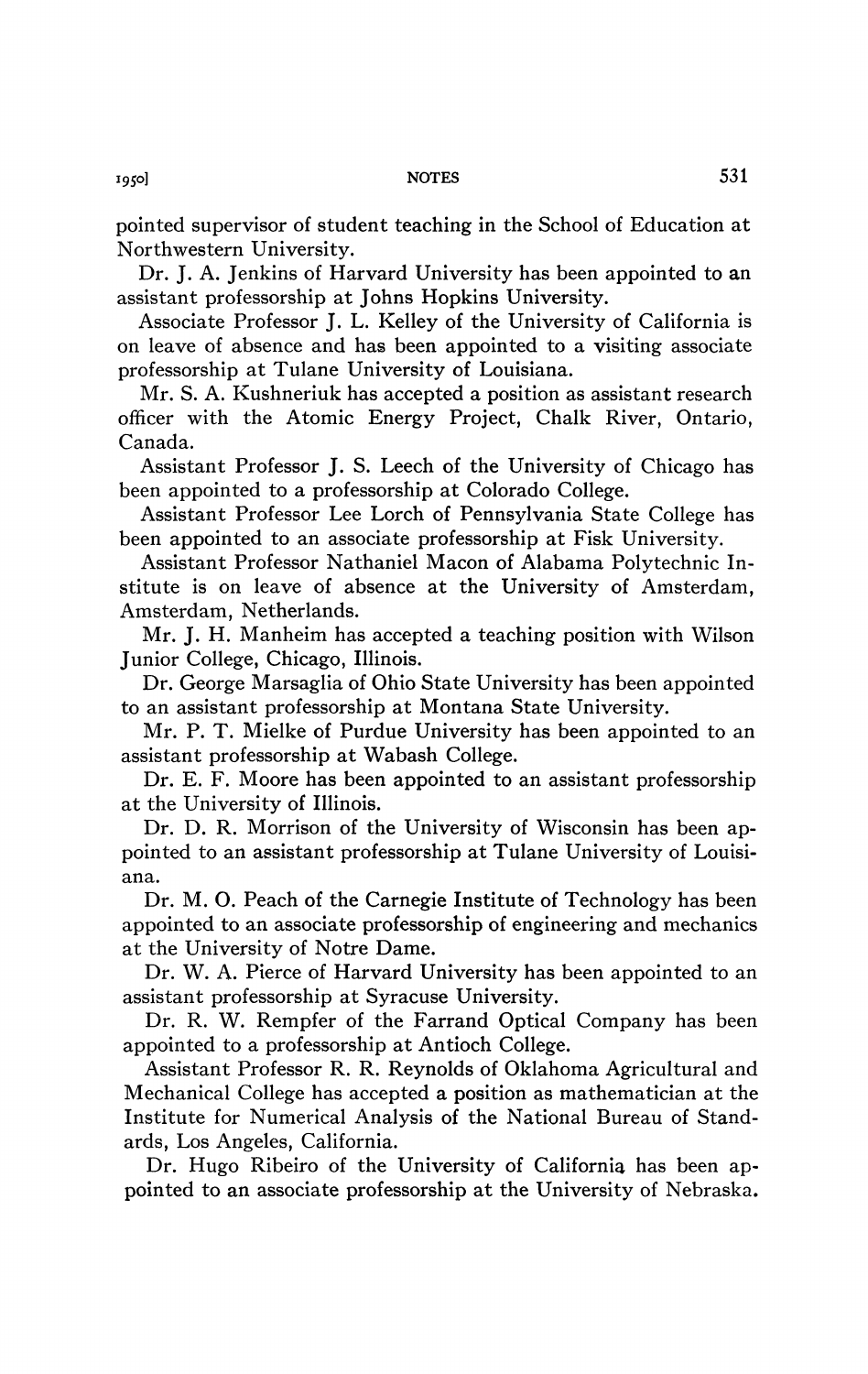pointed supervisor of student teaching in the School of Education at Northwestern University.

Dr. J. A. Jenkins of Harvard University has been appointed to an assistant professorship at Johns Hopkins University.

Associate Professor J. L. Kelley of the University of California is on leave of absence and has been appointed to a visiting associate professorship at Tulane University of Louisiana.

Mr. S. A. Kushneriuk has accepted a position as assistant research officer with the Atomic Energy Project, Chalk River, Ontario, Canada.

Assistant Professor J. S. Leech of the University of Chicago has been appointed to a professorship at Colorado College.

Assistant Professor Lee Lorch of Pennsylvania State College has been appointed to an associate professorship at Fisk University.

Assistant Professor Nathaniel Macon of Alabama Polytechnic Institute is on leave of absence at the University of Amsterdam, Amsterdam, Netherlands.

Mr. J. H. Manheim has accepted a teaching position with Wilson Junior College, Chicago, Illinois.

Dr. George Marsaglia of Ohio State University has been appointed to an assistant professorship at Montana State University.

Mr. P. T. Mielke of Purdue University has been appointed to an assistant professorship at Wabash College.

Dr. E. F. Moore has been appointed to an assistant professorship at the University of Illinois.

Dr. D. R. Morrison of the University of Wisconsin has been appointed to an assistant professorship at Tulane University of Louisiana.

Dr. M. O. Peach of the Carnegie Institute of Technology has been appointed to an associate professorship of engineering and mechanics at the University of Notre Dame.

Dr. W. A. Pierce of Harvard University has been appointed to an assistant professorship at Syracuse University.

Dr. R. W. Rempfer of the Farrand Optical Company has been appointed to a professorship at Antioch College.

Assistant Professor R. R. Reynolds of Oklahoma Agricultural and Mechanical College has accepted a position as mathematician at the Institute for Numerical Analysis of the National Bureau of Standards, Los Angeles, California.

Dr. Hugo Ribeiro of the University of California has been appointed to an associate professorship at the University of Nebraska.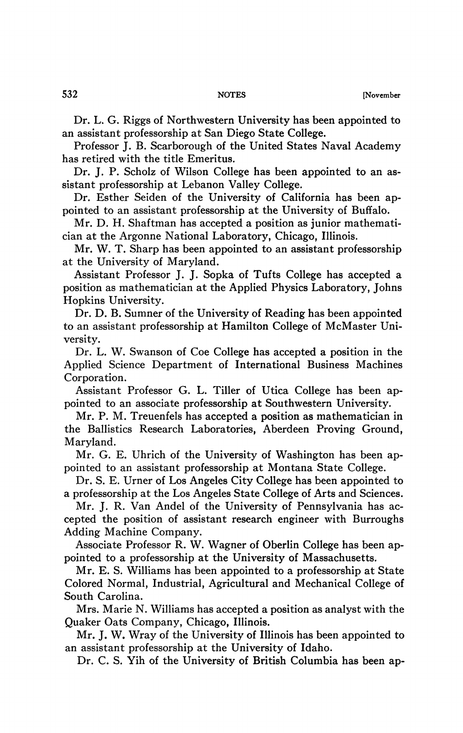Dr. L. G. Riggs of Northwestern University has been appointed to an assistant professorship at San Diego State College.

Professor J. B. Scarborough of the United States Naval Academy has retired with the title Emeritus.

Dr. J. P. Scholz of Wilson College has been appointed to an assistant professorship at Lebanon Valley College.

Dr. Esther Seiden of the University of California has been appointed to an assistant professorship at the University of Buffalo.

Mr. D. H. Shaftman has accepted a position as junior mathematician at the Argonne National Laboratory, Chicago, Illinois.

Mr. W. T. Sharp has been appointed to an assistant professorship at the University of Maryland.

Assistant Professor J. J. Sopka of Tufts College has accepted a position as mathematician at the Applied Physics Laboratory, Johns Hopkins University.

Dr. D. B. Sumner of the University of Reading has been appointed to an assistant professorship at Hamilton College of McMaster University.

Dr. L. W. Swanson of Coe College has accepted a position in the Applied Science Department of International Business Machines Corporation.

Assistant Professor G. L. Tiller of Utica College has been appointed to an associate professorship at Southwestern University.

Mr. P. M. Treuenfels has accepted a position as mathematician in the Ballistics Research Laboratories, Aberdeen Proving Ground, Maryland.

Mr. G. E. Uhrich of the University of Washington has been appointed to an assistant professorship at Montana State College.

Dr. S. E. Urner of Los Angeles City College has been appointed to a professorship at the Los Angeles State College of Arts and Sciences.

Mr. J. R. Van Andel of the University of Pennsylvania has accepted the position of assistant research engineer with Burroughs Adding Machine Company.

Associate Professor R. W. Wagner of Oberlin College has been appointed to a professorship at the University of Massachusetts.

Mr. E. S. Williams has been appointed to a professorship at State Colored Normal, Industrial, Agricultural and Mechanical College of South Carolina.

Mrs. Marie N. Williams has accepted a position as analyst with the Quaker Oats Company, Chicago, Illinois.

Mr. J. W. Wray of the University of Illinois has been appointed to an assistant professorship at the University of Idaho.

Dr. C. S. Yih of the University of British Columbia has been ap-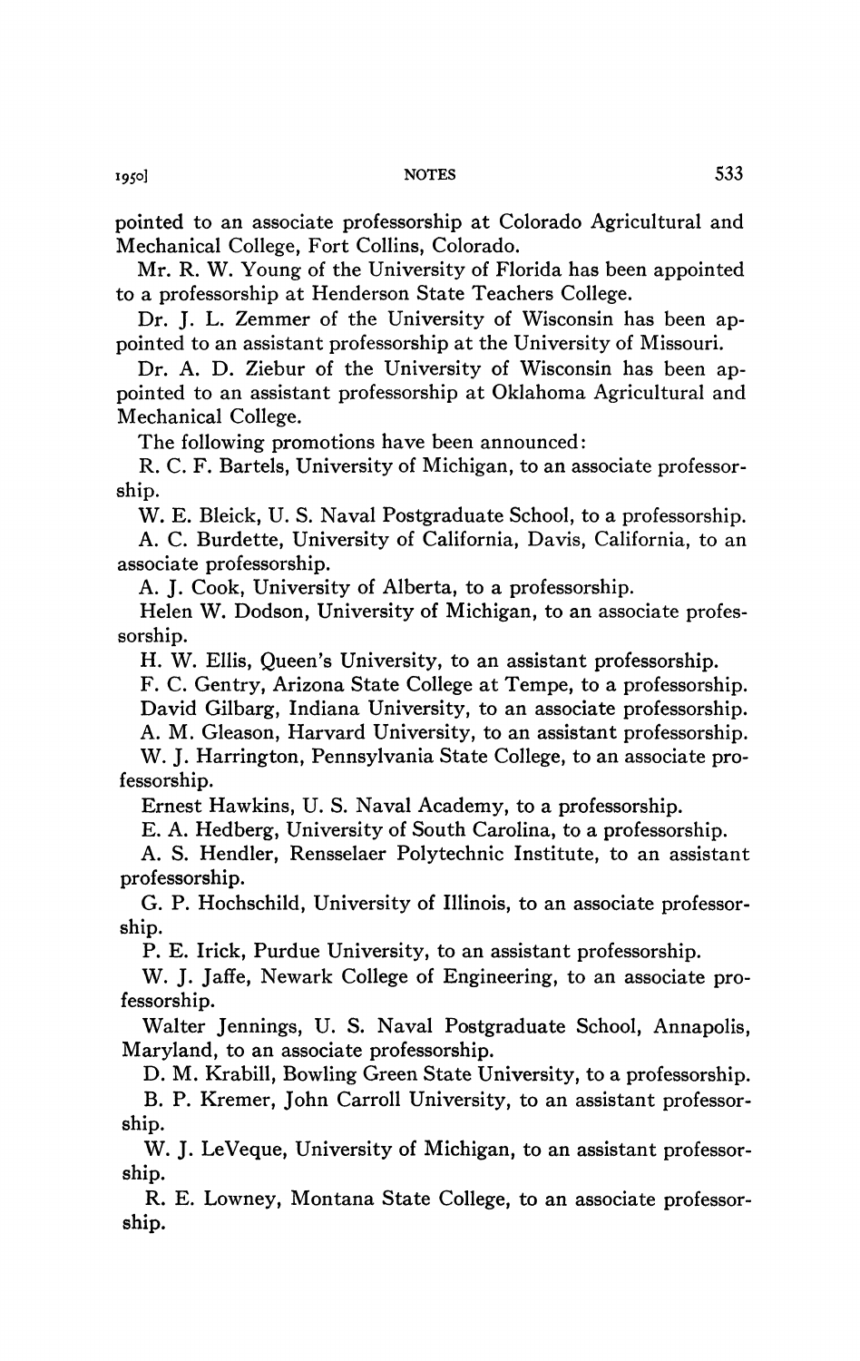pointed to an associate professorship at Colorado Agricultural and Mechanical College, Fort Collins, Colorado.

Mr. R. W. Young of the University of Florida has been appointed to a professorship at Henderson State Teachers College.

Dr. J. L. Zemmer of the University of Wisconsin has been appointed to an assistant professorship at the University of Missouri.

Dr. A. D. Ziebur of the University of Wisconsin has been appointed to an assistant professorship at Oklahoma Agricultural and Mechanical College.

The following promotions have been announced:

R. C. F. Bartels, University of Michigan, to an associate professorship.

W. E. Bleick, U. S. Naval Postgraduate School, to a professorship.

A. C. Burdette, University of California, Davis, California, to an associate professorship.

A. J. Cook, University of Alberta, to a professorship.

Helen W. Dodson, University of Michigan, to an associate professorship.

H. W. Ellis, Queen's University, to an assistant professorship.

F. C. Gentry, Arizona State College at Tempe, to a professorship.

David Gilbarg, Indiana University, to an associate professorship.

A. M. Gleason, Harvard University, to an assistant professorship.

W. J. Harrington, Pennsylvania State College, to an associate professorship.

Ernest Hawkins, U. S. Naval Academy, to a professorship.

E. A. Hedberg, University of South Carolina, to a professorship.

A. S. Hendler, Rensselaer Polytechnic Institute, to an assistant professorship.

G. P. Hochschild, University of Illinois, to an associate professorship.

P. E. Irick, Purdue University, to an assistant professorship.

W. J. Jaffe, Newark College of Engineering, to an associate professorship.

Walter Jennings, U. S. Naval Postgraduate School, Annapolis, Maryland, to an associate professorship.

D. M. Krabill, Bowling Green State University, to a professorship.

B. P. Kremer, John Carroll University, to an assistant professorship.

W. J. LeVeque, University of Michigan, to an assistant professorship.

R. E. Lowney, Montana State College, to an associate professorship.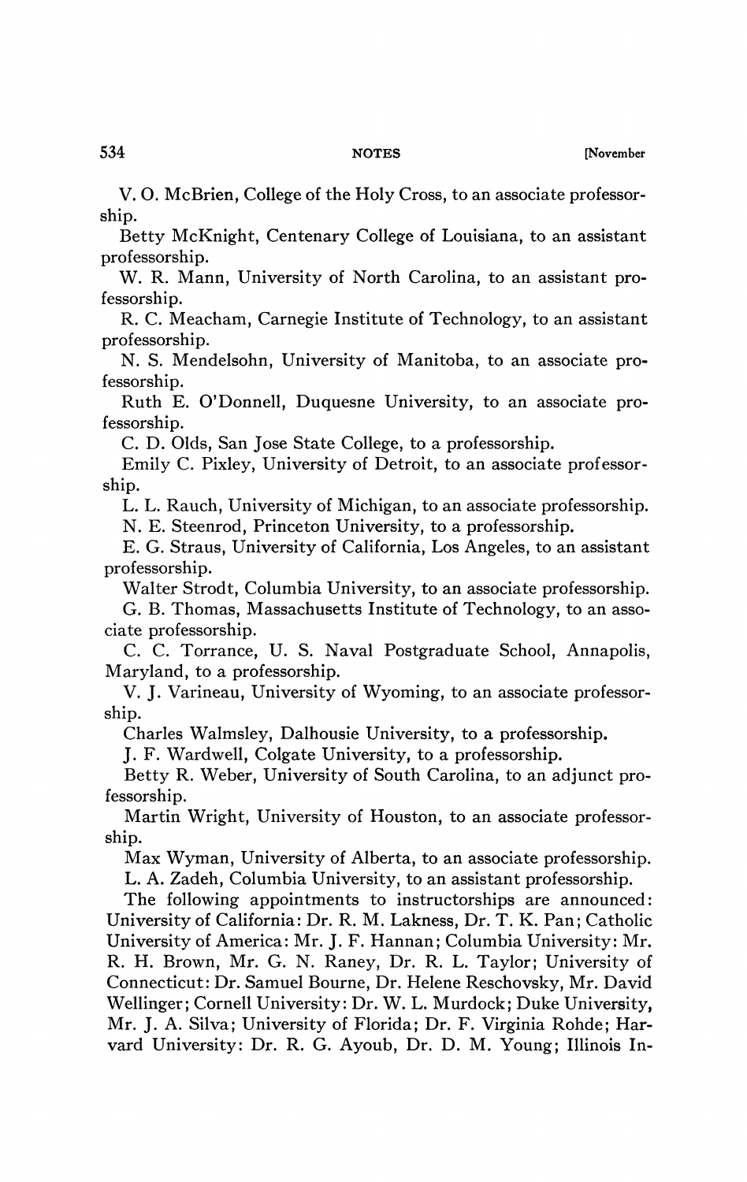V. O. McBrien, College of the Holy Cross, to an associate professorship.

Betty McKnight, Centenary College of Louisiana, to an assistant professorship.

W. R. Mann, University of North Carolina, to an assistant professorship.

R. C. Meacham, Carnegie Institute of Technology, to an assistant professorship.

N. S. Mendelsohn, University of Manitoba, to an associate professorship.

Ruth E. O'Donnell, Duquesne University, to an associate professorship.

C. D. Olds, San Jose State College, to a professorship.

Emily C. Pixley, University of Detroit, to an associate professorship.

L. L. Rauch, University of Michigan, to an associate professorship.

N. E. Steenrod, Princeton University, to a professorship.

E. G. Straus, University of California, Los Angeles, to an assistant professorship.

Walter Strodt, Columbia University, to an associate professorship.

G. B. Thomas, Massachusetts Institute of Technology, to an associate professorship.

C. C. Torrance, U. S. Naval Postgraduate School, Annapolis, Maryland, to a professorship.

V. J. Varineau, University of Wyoming, to an associate professorship.

Charles Walmsley, Dalhousie University, to a professorship.

J. F. Wardwell, Colgate University, to a professorship.

Betty R. Weber, University of South Carolina, to an adjunct professorship.

Martin Wright, University of Houston, to an associate professorship.

Max Wyman, University of Alberta, to an associate professorship.

L. A. Zadeh, Columbia University, to an assistant professorship.

The following appointments to instructorships are announced: University of California: Dr. R. M. Lakness, Dr. T. K. Pan; Catholic University of America: Mr. J. F. Hannan; Columbia University: Mr. R. H. Brown, Mr. G. N. Raney, Dr. R. L. Taylor; University of Connecticut: Dr. Samuel Bourne, Dr. Helene Reschovsky, Mr. David Wellinger; Cornell University: Dr. W. L. Murdock; Duke University, Mr. J. A. Silva; University of Florida; Dr. F. Virginia Rohde; Harvard University: Dr. R. G. Ayoub, Dr. D. M. Young; Illinois In-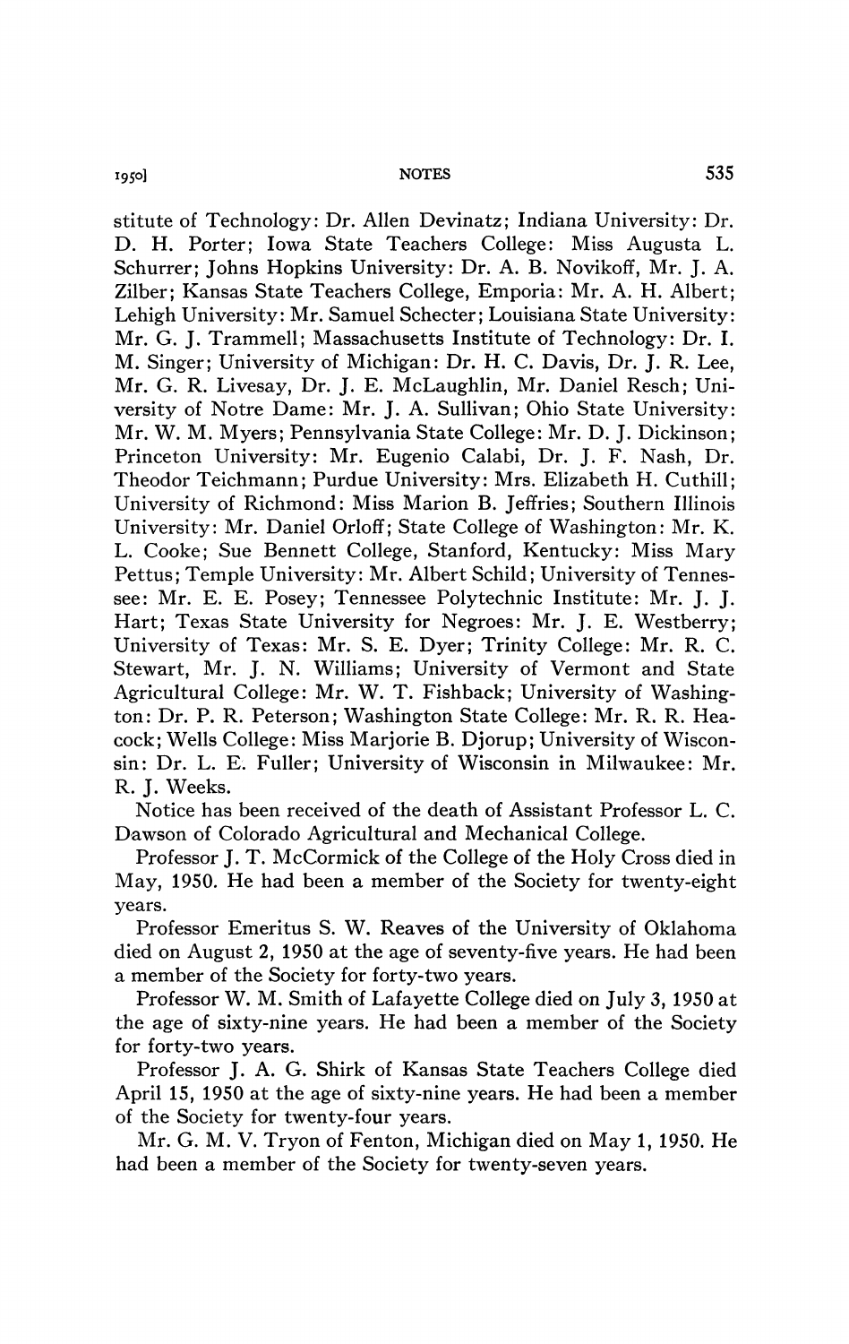stitute of Technology: Dr. Allen Devinatz; Indiana University: Dr. D. H. Porter; Iowa State Teachers College: Miss Augusta L. Schurrer; Johns Hopkins University: Dr. A. B. Novikoff, Mr. J. A. Zilber; Kansas State Teachers College, Emporia: Mr. A. H. Albert; Lehigh University: Mr. Samuel Schecter; Louisiana State University: Mr. G. J. Trammell; Massachusetts Institute of Technology: Dr. I. M. Singer; University of Michigan: Dr. H. C. Davis, Dr. J. R. Lee, Mr. G. R. Livesay, Dr. J. E. McLaughlin, Mr. Daniel Resch; University of Notre Dame: Mr. J. A. Sullivan; Ohio State University: Mr. W. M. Myers; Pennsylvania State College: Mr. D. J. Dickinson; Princeton University: Mr. Eugenio Calabi, Dr. J. F. Nash, Dr. Theodor Teichmann; Purdue University: Mrs. Elizabeth H. Cuthill; University of Richmond: Miss Marion B. Jeffries; Southern Illinois University: Mr. Daniel Orloff; State College of Washington: Mr. K. L. Cooke; Sue Bennett College, Stanford, Kentucky: Miss Mary Pettus; Temple University: Mr. Albert Schild; University of Tennessee: Mr. E. E. Posey; Tennessee Polytechnic Institute: Mr. J. J. Hart; Texas State University for Negroes: Mr. J. E. Westberry; University of Texas: Mr. S. E. Dyer; Trinity College: Mr. R. C. Stewart, Mr. J. N. Williams; University of Vermont and State Agricultural College: Mr. W. T. Fishback; University of Washington: Dr. P. R. Peterson; Washington State College: Mr. R. R. Heacock; Wells College: Miss Marjorie B. Djorup; University of Wisconsin: Dr. L. E. Fuller; University of Wisconsin in Milwaukee: Mr. R. J. Weeks.

Notice has been received of the death of Assistant Professor L. C. Dawson of Colorado Agricultural and Mechanical College.

Professor J. T. McCormick of the College of the Holy Cross died in May, 1950. He had been a member of the Society for twenty-eight years.

Professor Emeritus S. W. Reaves of the University of Oklahoma died on August 2, 1950 at the age of seventy-five years. He had been a member of the Society for forty-two years.

Professor W. M. Smith of Lafayette College died on July 3, 1950 at the age of sixty-nine years. He had been a member of the Society for forty-two years.

Professor J. A. G. Shirk of Kansas State Teachers College died April 15, 1950 at the age of sixty-nine years. He had been a member of the Society for twenty-four years.

Mr. G. M. V. Tryon of Fenton, Michigan died on May 1, 1950. He had been a member of the Society for twenty-seven years.